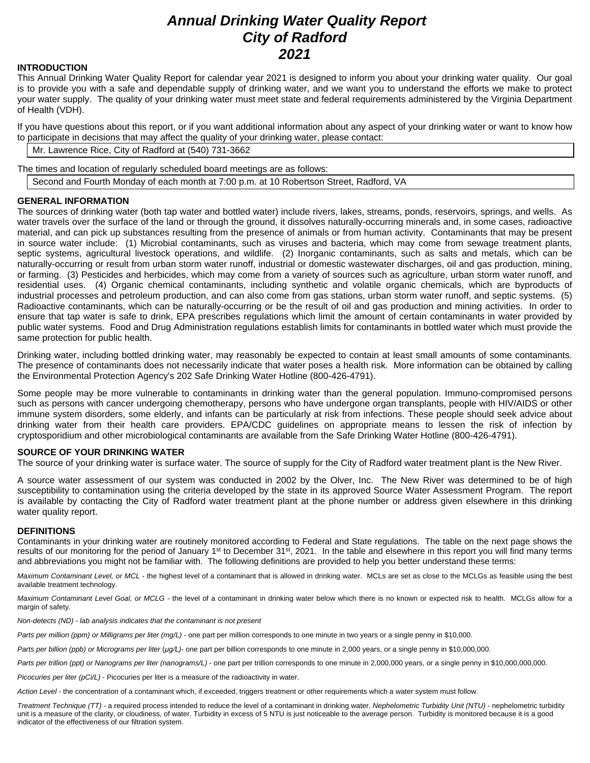# *Annual Drinking Water Quality Report*
# *City of Radford*
# *2021*

**INTRODUCTION**

This Annual Drinking Water Quality Report for calendar year 2021 is designed to inform you about your drinking water quality. Our goal is to provide you with a safe and dependable supply of drinking water, and we want you to understand the efforts we make to protect your water supply. The quality of your drinking water must meet state and federal requirements administered by the Virginia Department of Health (VDH).

If you have questions about this report, or if you want additional information about any aspect of your drinking water or want to know how to participate in decisions that may affect the quality of your drinking water, please contact:

Mr. Lawrence Rice, City of Radford at (540) 731-3662

The times and location of regularly scheduled board meetings are as follows:

Second and Fourth Monday of each month at 7:00 p.m. at 10 Robertson Street, Radford, VA

**GENERAL INFORMATION**

The sources of drinking water (both tap water and bottled water) include rivers, lakes, streams, ponds, reservoirs, springs, and wells. As water travels over the surface of the land or through the ground, it dissolves naturally-occurring minerals and, in some cases, radioactive material, and can pick up substances resulting from the presence of animals or from human activity. Contaminants that may be present in source water include: (1) Microbial contaminants, such as viruses and bacteria, which may come from sewage treatment plants, septic systems, agricultural livestock operations, and wildlife. (2) Inorganic contaminants, such as salts and metals, which can be naturally-occurring or result from urban storm water runoff, industrial or domestic wastewater discharges, oil and gas production, mining, or farming. (3) Pesticides and herbicides, which may come from a variety of sources such as agriculture, urban storm water runoff, and residential uses. (4) Organic chemical contaminants, including synthetic and volatile organic chemicals, which are byproducts of industrial processes and petroleum production, and can also come from gas stations, urban storm water runoff, and septic systems. (5) Radioactive contaminants, which can be naturally-occurring or be the result of oil and gas production and mining activities. In order to ensure that tap water is safe to drink, EPA prescribes regulations which limit the amount of certain contaminants in water provided by public water systems. Food and Drug Administration regulations establish limits for contaminants in bottled water which must provide the same protection for public health.

Drinking water, including bottled drinking water, may reasonably be expected to contain at least small amounts of some contaminants. The presence of contaminants does not necessarily indicate that water poses a health risk. More information can be obtained by calling the Environmental Protection Agency's 202 Safe Drinking Water Hotline (800-426-4791).

Some people may be more vulnerable to contaminants in drinking water than the general population. Immuno-compromised persons such as persons with cancer undergoing chemotherapy, persons who have undergone organ transplants, people with HIV/AIDS or other immune system disorders, some elderly, and infants can be particularly at risk from infections. These people should seek advice about drinking water from their health care providers. EPA/CDC guidelines on appropriate means to lessen the risk of infection by cryptosporidium and other microbiological contaminants are available from the Safe Drinking Water Hotline (800-426-4791).

**SOURCE OF YOUR DRINKING WATER**

The source of your drinking water is surface water. The source of supply for the City of Radford water treatment plant is the New River.

A source water assessment of our system was conducted in 2002 by the Olver, Inc. The New River was determined to be of high susceptibility to contamination using the criteria developed by the state in its approved Source Water Assessment Program. The report is available by contacting the City of Radford water treatment plant at the phone number or address given elsewhere in this drinking water quality report.

**DEFINITIONS**

Contaminants in your drinking water are routinely monitored according to Federal and State regulations. The table on the next page shows the results of our monitoring for the period of January 1st to December 31st, 2021. In the table and elsewhere in this report you will find many terms and abbreviations you might not be familiar with. The following definitions are provided to help you better understand these terms:

*Maximum Contaminant Level, or MCL* - the highest level of a contaminant that is allowed in drinking water. MCLs are set as close to the MCLGs as feasible using the best available treatment technology.

*Maximum Contaminant Level Goal, or MCLG* - the level of a contaminant in drinking water below which there is no known or expected risk to health. MCLGs allow for a margin of safety.

*Non-detects (ND) - lab analysis indicates that the contaminant is not present*

*Parts per million (ppm) or Milligrams per liter (mg/L)* - one part per million corresponds to one minute in two years or a single penny in $10,000.

*Parts per billion (ppb) or Micrograms per liter (µg/L)*- one part per billion corresponds to one minute in 2,000 years, or a single penny in $10,000,000.

*Parts per trillion (ppt) or Nanograms per liter (nanograms/L)* - one part per trillion corresponds to one minute in 2,000,000 years, or a single penny in $10,000,000,000.

*Picocuries per liter (pCi/L)* - Picocuries per liter is a measure of the radioactivity in water.

*Action Level* - the concentration of a contaminant which, if exceeded, triggers treatment or other requirements which a water system must follow.

*Treatment Technique (TT)* - a required process intended to reduce the level of a contaminant in drinking water. *Nephelometric Turbidity Unit (NTU)* - nephelometric turbidity unit is a measure of the clarity, or cloudiness, of water. Turbidity in excess of 5 NTU is just noticeable to the average person. Turbidity is monitored because it is a good indicator of the effectiveness of our filtration system.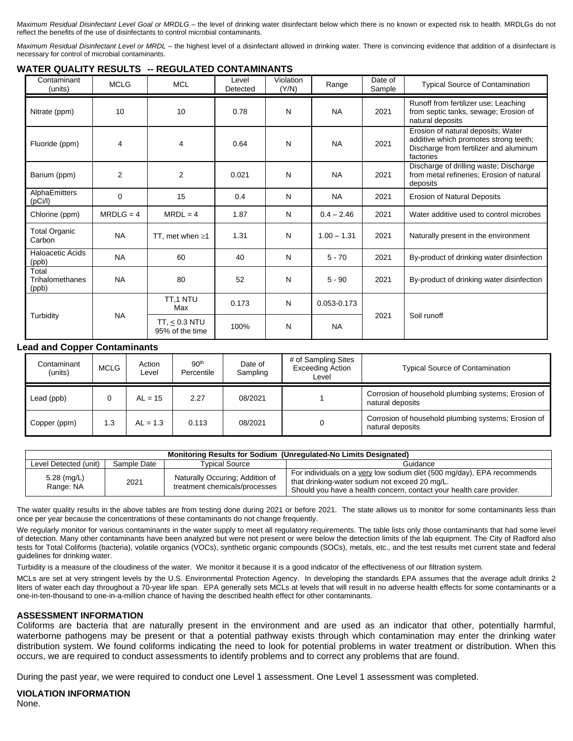*Maximum Residual Disinfectant Level Goal or MRDLG* – the level of drinking water disinfectant below which there is no known or expected risk to health. MRDLGs do not reflect the benefits of the use of disinfectants to control microbial contaminants.

*Maximum Residual Disinfectant Level or MRDL* – the highest level of a disinfectant allowed in drinking water. There is convincing evidence that addition of a disinfectant is necessary for control of microbial contaminants.

## WATER QUALITY RESULTS -- REGULATED CONTAMINANTS

| Contaminant (units) | MCLG | MCL | Level Detected | Violation (Y/N) | Range | Date of Sample | Typical Source of Contamination |
|---|---|---|---|---|---|---|---|
| Nitrate (ppm) | 10 | 10 | 0.78 | N | NA | 2021 | Runoff from fertilizer use; Leaching from septic tanks, sewage; Erosion of natural deposits |
| Fluoride (ppm) | 4 | 4 | 0.64 | N | NA | 2021 | Erosion of natural deposits; Water additive which promotes strong teeth; Discharge from fertilizer and aluminum factories |
| Barium (ppm) | 2 | 2 | 0.021 | N | NA | 2021 | Discharge of drilling waste; Discharge from metal refineries; Erosion of natural deposits |
| AlphaEmitters (pCi/l) | 0 | 15 | 0.4 | N | NA | 2021 | Erosion of Natural Deposits |
| Chlorine (ppm) | MRDLG = 4 | MRDL = 4 | 1.87 | N | 0.4 – 2.46 | 2021 | Water additive used to control microbes |
| Total Organic Carbon | NA | TT, met when ≥1 | 1.31 | N | 1.00 – 1.31 | 2021 | Naturally present in the environment |
| Haloacetic Acids (ppb) | NA | 60 | 40 | N | 5 - 70 | 2021 | By-product of drinking water disinfection |
| Total Trihalomethanes (ppb) | NA | 80 | 52 | N | 5 - 90 | 2021 | By-product of drinking water disinfection |
| Turbidity | NA | TT,1 NTU Max | 0.173 | N | 0.053-0.173 | 2021 | Soil runoff |
| | | TT, ≤ 0.3 NTU 95% of the time | 100% | N | NA | | |

### Lead and Copper Contaminants

| Contaminant (units) | MCLG | Action Level | 90th Percentile | Date of Sampling | # of Sampling Sites Exceeding Action Level | Typical Source of Contamination |
|---|---|---|---|---|---|---|
| Lead (ppb) | 0 | AL = 15 | 2.27 | 08/2021 | 1 | Corrosion of household plumbing systems; Erosion of natural deposits |
| Copper (ppm) | 1.3 | AL = 1.3 | 0.113 | 08/2021 | 0 | Corrosion of household plumbing systems; Erosion of natural deposits |

| Monitoring Results for Sodium (Unregulated-No Limits Designated) | | | |
|---|---|---|---|
| Level Detected (unit) | Sample Date | Typical Source | Guidance |
| 5.28 (mg/L) Range: NA | 2021 | Naturally Occuring; Addition of treatment chemicals/processes | For individuals on a very low sodium diet (500 mg/day), EPA recommends that drinking-water sodium not exceed 20 mg/L. Should you have a health concern, contact your health care provider. |

The water quality results in the above tables are from testing done during 2021 or before 2021. The state allows us to monitor for some contaminants less than once per year because the concentrations of these contaminants do not change frequently.

We regularly monitor for various contaminants in the water supply to meet all regulatory requirements. The table lists only those contaminants that had some level of detection. Many other contaminants have been analyzed but were not present or were below the detection limits of the lab equipment. The City of Radford also tests for Total Coliforms (bacteria), volatile organics (VOCs), synthetic organic compounds (SOCs), metals, etc., and the test results met current state and federal guidelines for drinking water.

Turbidity is a measure of the cloudiness of the water. We monitor it because it is a good indicator of the effectiveness of our filtration system.

MCLs are set at very stringent levels by the U.S. Environmental Protection Agency. In developing the standards EPA assumes that the average adult drinks 2 liters of water each day throughout a 70-year life span. EPA generally sets MCLs at levels that will result in no adverse health effects for some contaminants or a one-in-ten-thousand to one-in-a-million chance of having the described health effect for other contaminants.

### ASSESSMENT INFORMATION

Coliforms are bacteria that are naturally present in the environment and are used as an indicator that other, potentially harmful, waterborne pathogens may be present or that a potential pathway exists through which contamination may enter the drinking water distribution system. We found coliforms indicating the need to look for potential problems in water treatment or distribution. When this occurs, we are required to conduct assessments to identify problems and to correct any problems that are found.

During the past year, we were required to conduct one Level 1 assessment. One Level 1 assessment was completed.

### VIOLATION INFORMATION

None.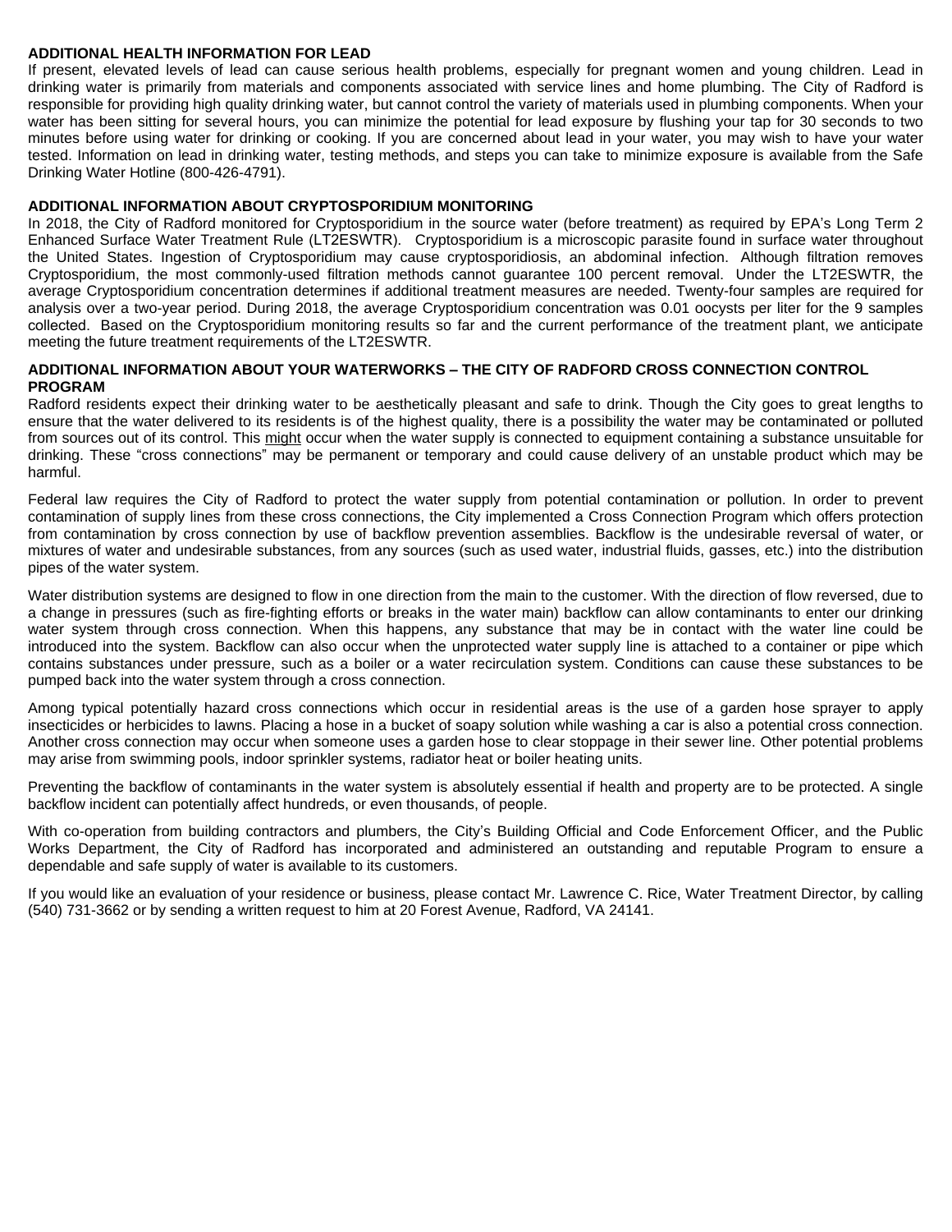**ADDITIONAL HEALTH INFORMATION FOR LEAD**

If present, elevated levels of lead can cause serious health problems, especially for pregnant women and young children. Lead in drinking water is primarily from materials and components associated with service lines and home plumbing. The City of Radford is responsible for providing high quality drinking water, but cannot control the variety of materials used in plumbing components. When your water has been sitting for several hours, you can minimize the potential for lead exposure by flushing your tap for 30 seconds to two minutes before using water for drinking or cooking. If you are concerned about lead in your water, you may wish to have your water tested. Information on lead in drinking water, testing methods, and steps you can take to minimize exposure is available from the Safe Drinking Water Hotline (800-426-4791).

**ADDITIONAL INFORMATION ABOUT CRYPTOSPORIDIUM MONITORING**

In 2018, the City of Radford monitored for Cryptosporidium in the source water (before treatment) as required by EPA's Long Term 2 Enhanced Surface Water Treatment Rule (LT2ESWTR). Cryptosporidium is a microscopic parasite found in surface water throughout the United States. Ingestion of Cryptosporidium may cause cryptosporidiosis, an abdominal infection. Although filtration removes Cryptosporidium, the most commonly-used filtration methods cannot guarantee 100 percent removal. Under the LT2ESWTR, the average Cryptosporidium concentration determines if additional treatment measures are needed. Twenty-four samples are required for analysis over a two-year period. During 2018, the average Cryptosporidium concentration was 0.01 oocysts per liter for the 9 samples collected. Based on the Cryptosporidium monitoring results so far and the current performance of the treatment plant, we anticipate meeting the future treatment requirements of the LT2ESWTR.

**ADDITIONAL INFORMATION ABOUT YOUR WATERWORKS – THE CITY OF RADFORD CROSS CONNECTION CONTROL PROGRAM**

Radford residents expect their drinking water to be aesthetically pleasant and safe to drink. Though the City goes to great lengths to ensure that the water delivered to its residents is of the highest quality, there is a possibility the water may be contaminated or polluted from sources out of its control. This might occur when the water supply is connected to equipment containing a substance unsuitable for drinking. These "cross connections" may be permanent or temporary and could cause delivery of an unstable product which may be harmful.

Federal law requires the City of Radford to protect the water supply from potential contamination or pollution. In order to prevent contamination of supply lines from these cross connections, the City implemented a Cross Connection Program which offers protection from contamination by cross connection by use of backflow prevention assemblies. Backflow is the undesirable reversal of water, or mixtures of water and undesirable substances, from any sources (such as used water, industrial fluids, gasses, etc.) into the distribution pipes of the water system.

Water distribution systems are designed to flow in one direction from the main to the customer. With the direction of flow reversed, due to a change in pressures (such as fire-fighting efforts or breaks in the water main) backflow can allow contaminants to enter our drinking water system through cross connection. When this happens, any substance that may be in contact with the water line could be introduced into the system. Backflow can also occur when the unprotected water supply line is attached to a container or pipe which contains substances under pressure, such as a boiler or a water recirculation system. Conditions can cause these substances to be pumped back into the water system through a cross connection.

Among typical potentially hazard cross connections which occur in residential areas is the use of a garden hose sprayer to apply insecticides or herbicides to lawns. Placing a hose in a bucket of soapy solution while washing a car is also a potential cross connection. Another cross connection may occur when someone uses a garden hose to clear stoppage in their sewer line. Other potential problems may arise from swimming pools, indoor sprinkler systems, radiator heat or boiler heating units.

Preventing the backflow of contaminants in the water system is absolutely essential if health and property are to be protected. A single backflow incident can potentially affect hundreds, or even thousands, of people.

With co-operation from building contractors and plumbers, the City's Building Official and Code Enforcement Officer, and the Public Works Department, the City of Radford has incorporated and administered an outstanding and reputable Program to ensure a dependable and safe supply of water is available to its customers.

If you would like an evaluation of your residence or business, please contact Mr. Lawrence C. Rice, Water Treatment Director, by calling (540) 731-3662 or by sending a written request to him at 20 Forest Avenue, Radford, VA 24141.